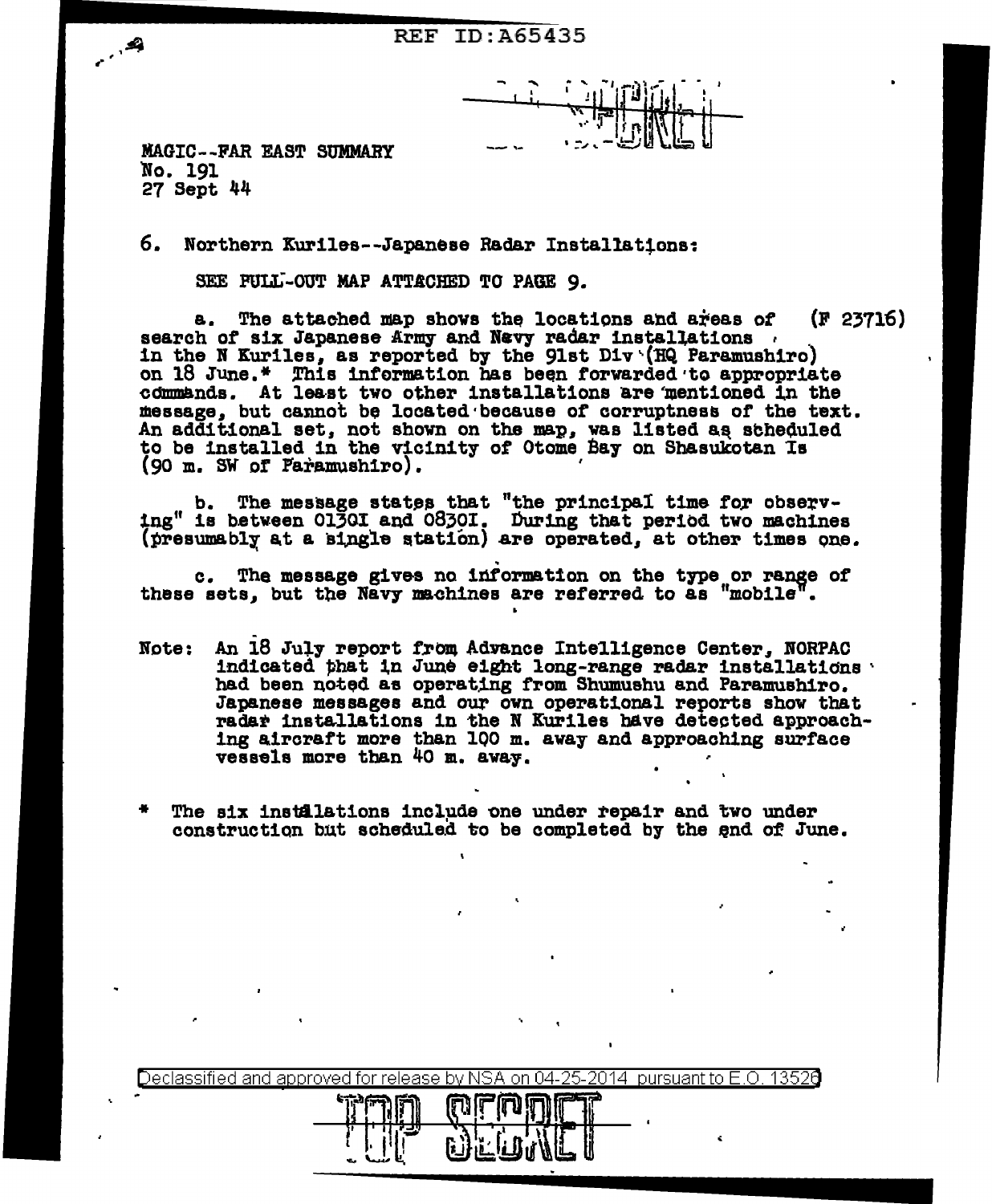REF ID:A65435

TOP SECRET

MAGIC--FAR EAST SUMMARY
No. 191
27 Sept 44

6. Northern Kuriles--Japanese Radar Installations:

SEE PULL-OUT MAP ATTACHED TO PAGE 9.

a. The attached map shows the locations and areas of search of six Japanese Army and Navy radar installations in the N Kuriles, as reported by the 91st Div (HQ Paramushiro) on 18 June.* This information has been forwarded to appropriate commands. At least two other installations are mentioned in the message, but cannot be located because of corruptness of the text. An additional set, not shown on the map, was listed as scheduled to be installed in the vicinity of Otome Bay on Shasukotan Is (90 m. SW of Paramushiro). (F 23716)

b. The message states that "the principal time for observing" is between 0130I and 0830I. During that period two machines (presumably at a single station) are operated, at other times one.

c. The message gives no information on the type or range of these sets, but the Navy machines are referred to as "mobile".

Note: An 18 July report from Advance Intelligence Center, NORPAC indicated that in June eight long-range radar installations had been noted as operating from Shumushu and Paramushiro. Japanese messages and our own operational reports show that radar installations in the N Kuriles have detected approaching aircraft more than 100 m. away and approaching surface vessels more than 40 m. away.

\* The six installations include one under repair and two under construction but scheduled to be completed by the end of June.

Declassified and approved for release by NSA on 04-25-2014 pursuant to E.O. 13526

TOP SECRET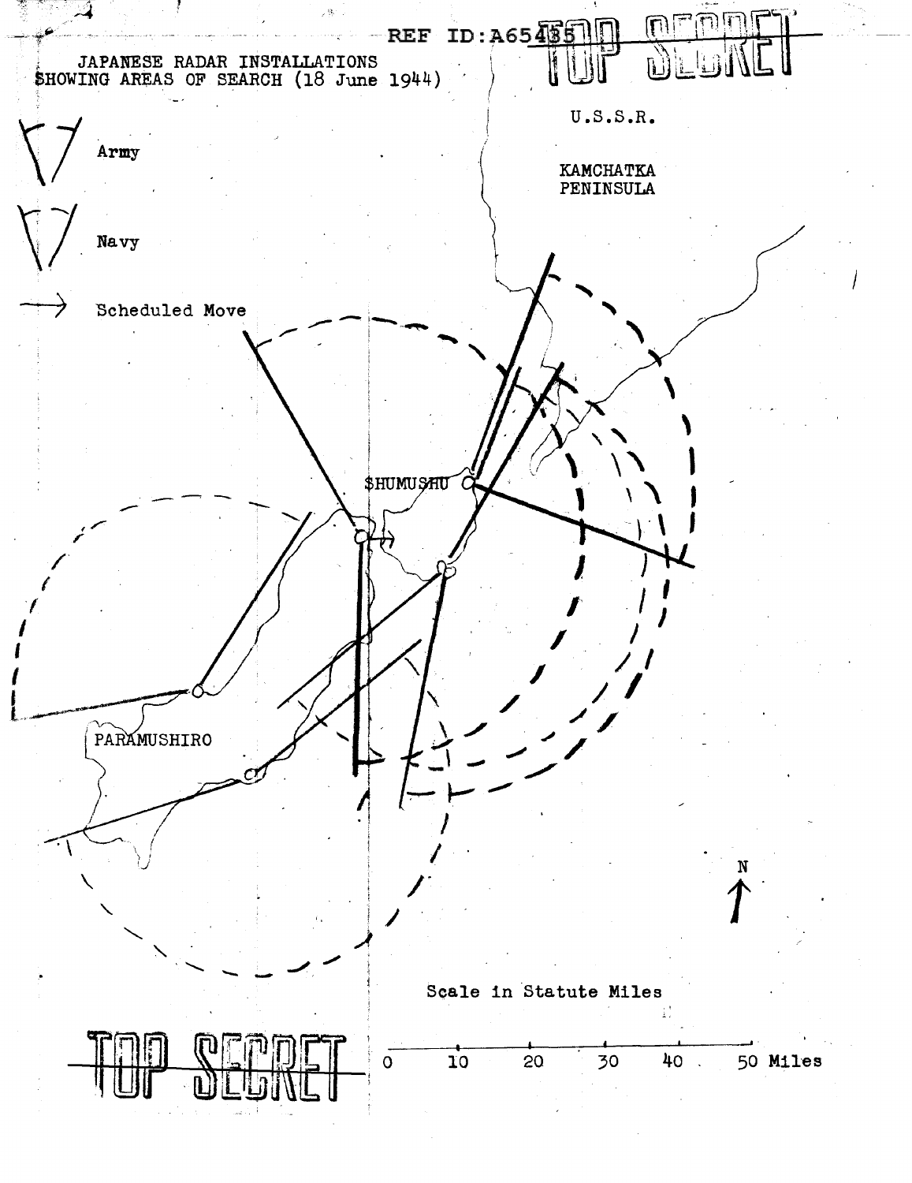REF ID:A65435

TOP SECRET

JAPANESE RADAR INSTALLATIONS SHOWING AREAS OF SEARCH (18 June 1944)

Army

Navy

Scheduled Move

U.S.S.R.

KAMCHATKA PENINSULA

SHUMUSHU

PARAMUSHIRO

N

Scale in Statute Miles

0 10 20 30 40 50 Miles

TOP SECRET